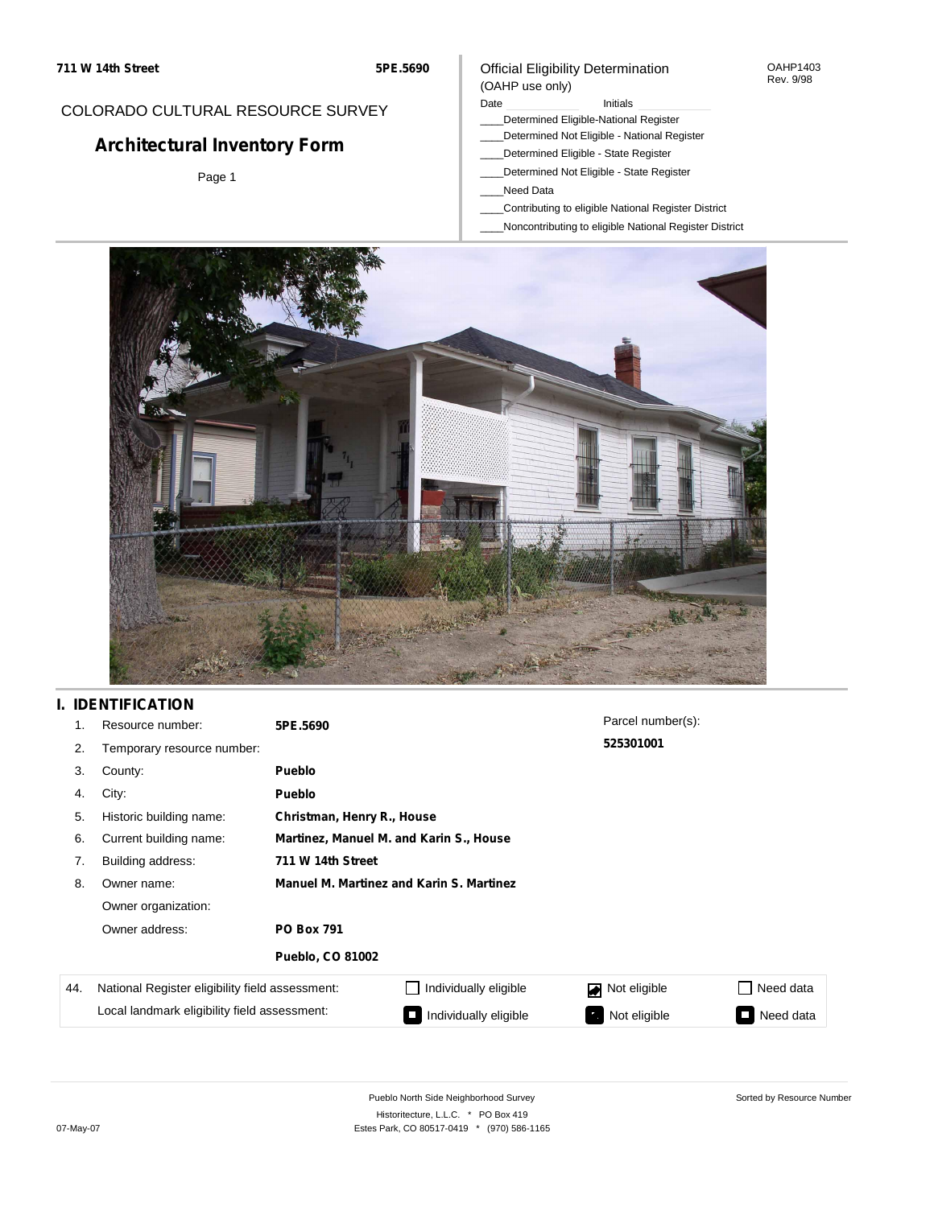711 W 14th Street

5PE.5690

COLORADO CULTURAL RESOURCE SURVEY

# Architectural Inventory Form

Page 1

Official Eligibility Determination
(OAHP use only)

OAHP1403
Rev. 9/98

Date ____________ Initials ____________

____Determined Eligible-National Register
____Determined Not Eligible - National Register
____Determined Eligible - State Register
____Determined Not Eligible - State Register
____Need Data
____Contributing to eligible National Register District
____Noncontributing to eligible National Register District

## I. IDENTIFICATION

1. Resource number: **5PE.5690**
2. Temporary resource number:
3. County: **Pueblo**
4. City: **Pueblo**
5. Historic building name: **Christman, Henry R., House**
6. Current building name: **Martinez, Manuel M. and Karin S., House**
7. Building address: **711 W 14th Street**
8. Owner name: **Manuel M. Martinez and Karin S. Martinez**
   Owner organization:
   Owner address: **PO Box 791**
   **Pueblo, CO 81002**

Parcel number(s): **525301001**

| 44. | | | | |
|---|---|---|---|---|
| National Register eligibility field assessment: | ☐ Individually eligible | ☑ Not eligible | ☐ Need data |
| Local landmark eligibility field assessment: | ☐ Individually eligible | ☐ Not eligible | ☐ Need data |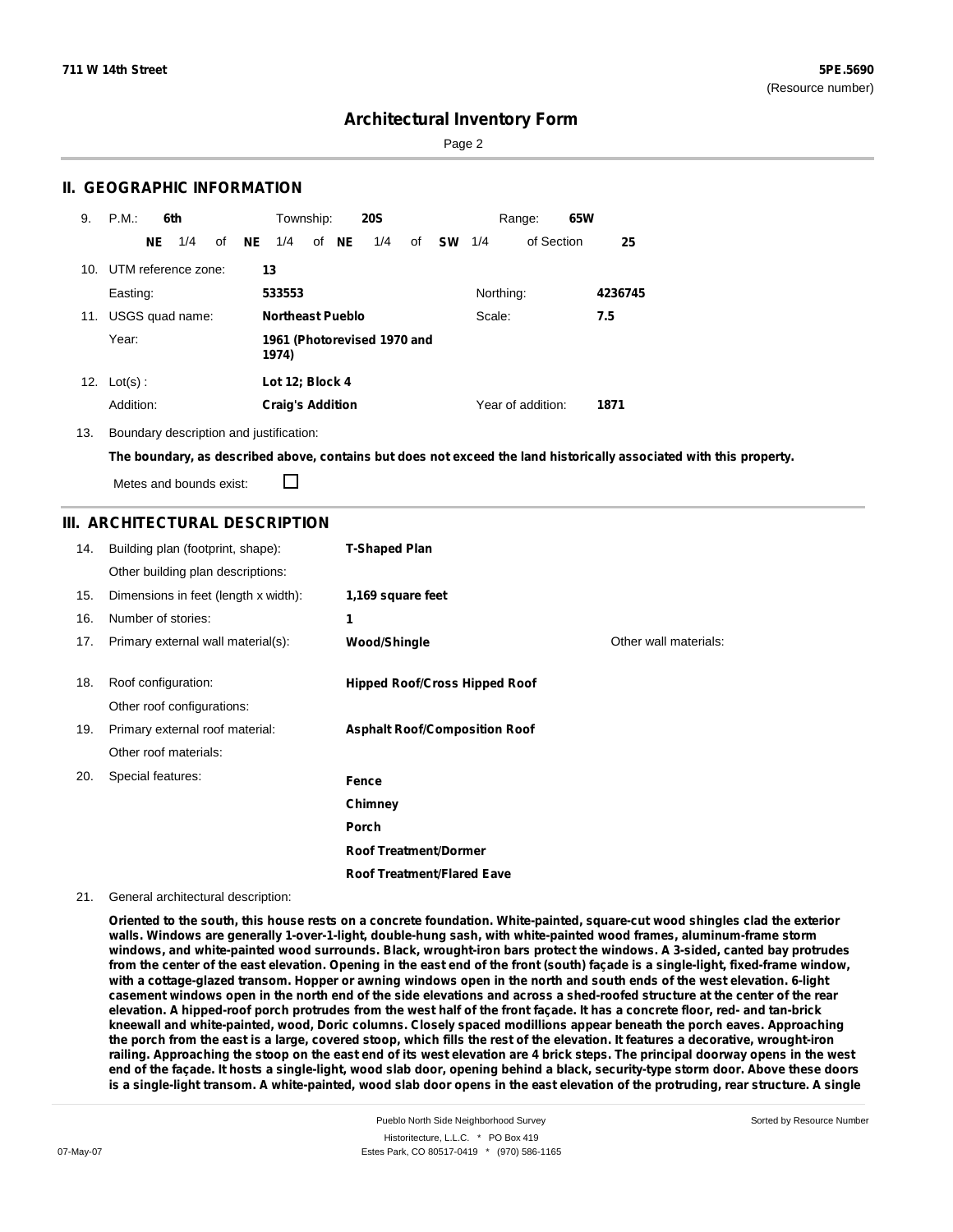## II. GEOGRAPHIC INFORMATION

9. P.M.: **6th** Township: **20S** Range: **65W**

**NE** 1/4 of **NE** 1/4 of **NE** 1/4 of **SW** 1/4 of Section **25**

10. UTM reference zone: **13**

Easting: **533553** Northing: **4236745**

11. USGS quad name: **Northeast Pueblo** Scale: **7.5**

Year: **1961 (Photorevised 1970 and 1974)**

12. Lot(s): **Lot 12; Block 4**

Addition: **Craig's Addition** Year of addition: **1871**

13. Boundary description and justification:

**The boundary, as described above, contains but does not exceed the land historically associated with this property.**

Metes and bounds exist: ☐

## III. ARCHITECTURAL DESCRIPTION

14. Building plan (footprint, shape): **T-Shaped Plan**

Other building plan descriptions:

15. Dimensions in feet (length x width): **1,169 square feet**

16. Number of stories: **1**

17. Primary external wall material(s): **Wood/Shingle** Other wall materials:

18. Roof configuration: **Hipped Roof/Cross Hipped Roof**

Other roof configurations:

19. Primary external roof material: **Asphalt Roof/Composition Roof**

Other roof materials:

20. Special features:

**Fence**

**Chimney**

**Porch**

**Roof Treatment/Dormer**

**Roof Treatment/Flared Eave**

21. General architectural description:

**Oriented to the south, this house rests on a concrete foundation. White-painted, square-cut wood shingles clad the exterior walls. Windows are generally 1-over-1-light, double-hung sash, with white-painted wood frames, aluminum-frame storm windows, and white-painted wood surrounds. Black, wrought-iron bars protect the windows. A 3-sided, canted bay protrudes from the center of the east elevation. Opening in the east end of the front (south) façade is a single-light, fixed-frame window, with a cottage-glazed transom. Hopper or awning windows open in the north and south ends of the west elevation. 6-light casement windows open in the north end of the side elevations and across a shed-roofed structure at the center of the rear elevation. A hipped-roof porch protrudes from the west half of the front façade. It has a concrete floor, red- and tan-brick kneewall and white-painted, wood, Doric columns. Closely spaced modillions appear beneath the porch eaves. Approaching the porch from the east is a large, covered stoop, which fills the rest of the elevation. It features a decorative, wrought-iron railing. Approaching the stoop on the east end of its west elevation are 4 brick steps. The principal doorway opens in the west end of the façade. It hosts a single-light, wood slab door, opening behind a black, security-type storm door. Above these doors is a single-light transom. A white-painted, wood slab door opens in the east elevation of the protruding, rear structure. A single**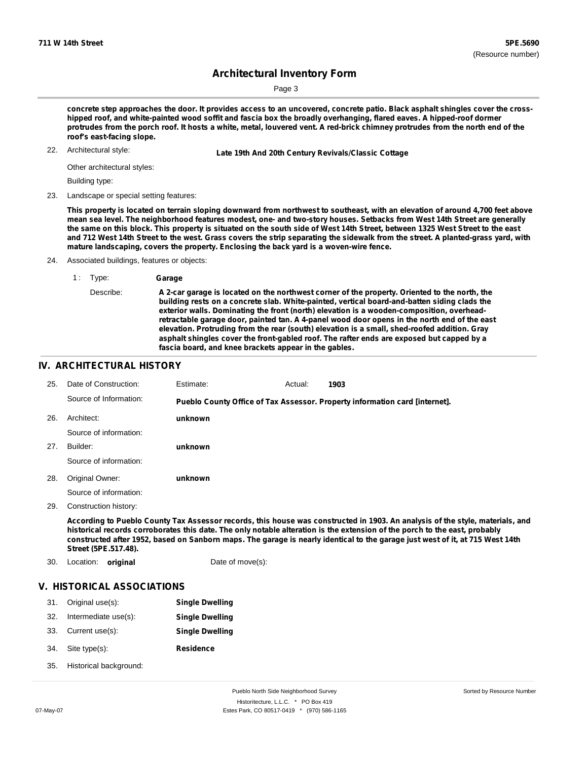concrete step approaches the door. It provides access to an uncovered, concrete patio. Black asphalt shingles cover the cross-hipped roof, and white-painted wood soffit and fascia box the broadly overhanging, flared eaves. A hipped-roof dormer protrudes from the porch roof. It hosts a white, metal, louvered vent. A red-brick chimney protrudes from the north end of the roof's east-facing slope.

22. Architectural style: **Late 19th And 20th Century Revivals/Classic Cottage**

Other architectural styles:

Building type:

23. Landscape or special setting features:

**This property is located on terrain sloping downward from northwest to southeast, with an elevation of around 4,700 feet above mean sea level. The neighborhood features modest, one- and two-story houses. Setbacks from West 14th Street are generally the same on this block. This property is situated on the south side of West 14th Street, between 1325 West Street to the east and 712 West 14th Street to the west. Grass covers the strip separating the sidewalk from the street. A planted-grass yard, with mature landscaping, covers the property. Enclosing the back yard is a woven-wire fence.**

24. Associated buildings, features or objects:

1 : Type: **Garage**

Describe: **A 2-car garage is located on the northwest corner of the property. Oriented to the north, the building rests on a concrete slab. White-painted, vertical board-and-batten siding clads the exterior walls. Dominating the front (north) elevation is a wooden-composition, overhead-retractable garage door, painted tan. A 4-panel wood door opens in the north end of the east elevation. Protruding from the rear (south) elevation is a small, shed-roofed addition. Gray asphalt shingles cover the front-gabled roof. The rafter ends are exposed but capped by a fascia board, and knee brackets appear in the gables.**

## IV. ARCHITECTURAL HISTORY

25. Date of Construction: Estimate: Actual: **1903**

Source of Information: **Pueblo County Office of Tax Assessor. Property information card [internet].**

26. Architect: **unknown**

Source of information:

27. Builder: **unknown**

Source of information:

28. Original Owner: **unknown**

Source of information:

29. Construction history:

**According to Pueblo County Tax Assessor records, this house was constructed in 1903. An analysis of the style, materials, and historical records corroborates this date. The only notable alteration is the extension of the porch to the east, probably constructed after 1952, based on Sanborn maps. The garage is nearly identical to the garage just west of it, at 715 West 14th Street (5PE.517.48).**

30. Location: **original** Date of move(s):

## V. HISTORICAL ASSOCIATIONS

31. Original use(s): **Single Dwelling**
32. Intermediate use(s): **Single Dwelling**
33. Current use(s): **Single Dwelling**
34. Site type(s): **Residence**
35. Historical background: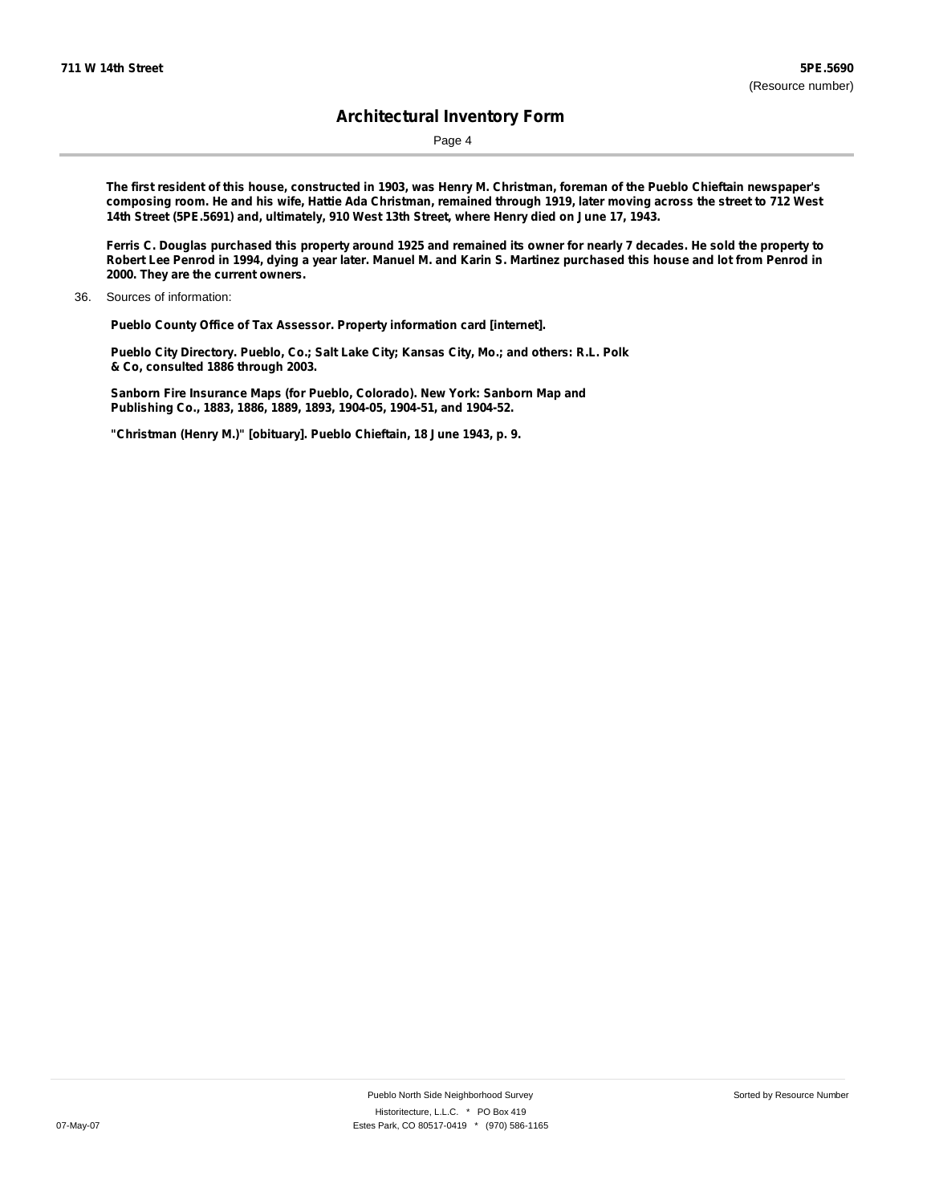**The first resident of this house, constructed in 1903, was Henry M. Christman, foreman of the Pueblo Chieftain newspaper's composing room. He and his wife, Hattie Ada Christman, remained through 1919, later moving across the street to 712 West 14th Street (5PE.5691) and, ultimately, 910 West 13th Street, where Henry died on June 17, 1943.**

**Ferris C. Douglas purchased this property around 1925 and remained its owner for nearly 7 decades. He sold the property to Robert Lee Penrod in 1994, dying a year later. Manuel M. and Karin S. Martinez purchased this house and lot from Penrod in 2000. They are the current owners.**

36. Sources of information:

**Pueblo County Office of Tax Assessor. Property information card [internet].**

**Pueblo City Directory. Pueblo, Co.; Salt Lake City; Kansas City, Mo.; and others: R.L. Polk & Co, consulted 1886 through 2003.**

**Sanborn Fire Insurance Maps (for Pueblo, Colorado). New York: Sanborn Map and Publishing Co., 1883, 1886, 1889, 1893, 1904-05, 1904-51, and 1904-52.**

**"Christman (Henry M.)" [obituary]. Pueblo Chieftain, 18 June 1943, p. 9.**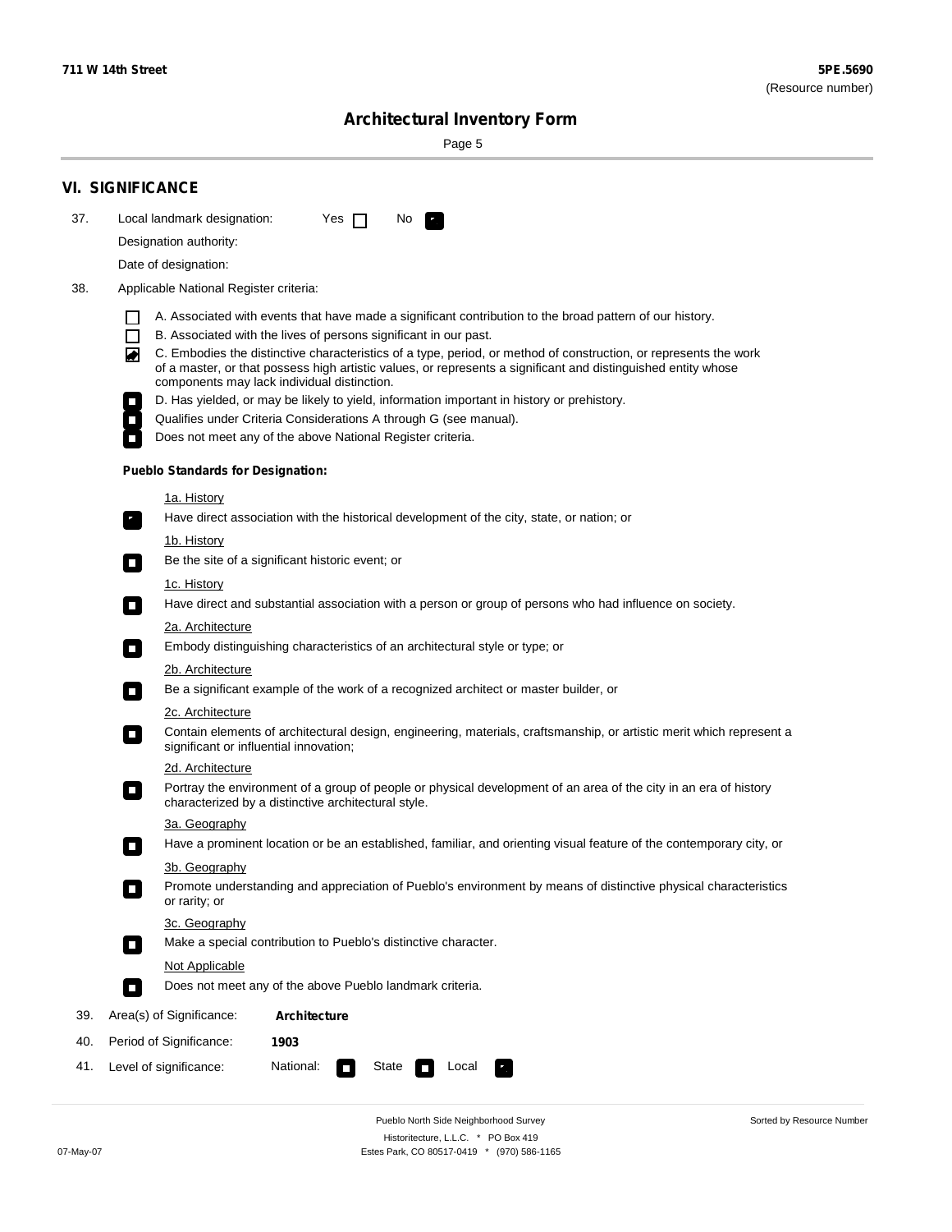## VI. SIGNIFICANCE

37. Local landmark designation: Yes ☐ No ☑

Designation authority:

Date of designation:

38. Applicable National Register criteria:

- ☐ A. Associated with events that have made a significant contribution to the broad pattern of our history.
- ☐ B. Associated with the lives of persons significant in our past.
- ☑ C. Embodies the distinctive characteristics of a type, period, or method of construction, or represents the work of a master, or that possess high artistic values, or represents a significant and distinguished entity whose components may lack individual distinction.
- ☐ D. Has yielded, or may be likely to yield, information important in history or prehistory.
- ☐ Qualifies under Criteria Considerations A through G (see manual).
- ☐ Does not meet any of the above National Register criteria.

**Pueblo Standards for Designation:**

1a. History
- ☑ Have direct association with the historical development of the city, state, or nation; or

1b. History
- ☐ Be the site of a significant historic event; or

1c. History
- ☐ Have direct and substantial association with a person or group of persons who had influence on society.

2a. Architecture
- ☐ Embody distinguishing characteristics of an architectural style or type; or

2b. Architecture
- ☐ Be a significant example of the work of a recognized architect or master builder, or

2c. Architecture
- ☐ Contain elements of architectural design, engineering, materials, craftsmanship, or artistic merit which represent a significant or influential innovation;

2d. Architecture
- ☐ Portray the environment of a group of people or physical development of an area of the city in an era of history characterized by a distinctive architectural style.

3a. Geography
- ☐ Have a prominent location or be an established, familiar, and orienting visual feature of the contemporary city, or

3b. Geography
- ☐ Promote understanding and appreciation of Pueblo's environment by means of distinctive physical characteristics or rarity; or

3c. Geography
- ☐ Make a special contribution to Pueblo's distinctive character.

Not Applicable
- ☐ Does not meet any of the above Pueblo landmark criteria.

39. Area(s) of Significance: **Architecture**

40. Period of Significance: **1903**

41. Level of significance: National: ☐ State ☐ Local ☑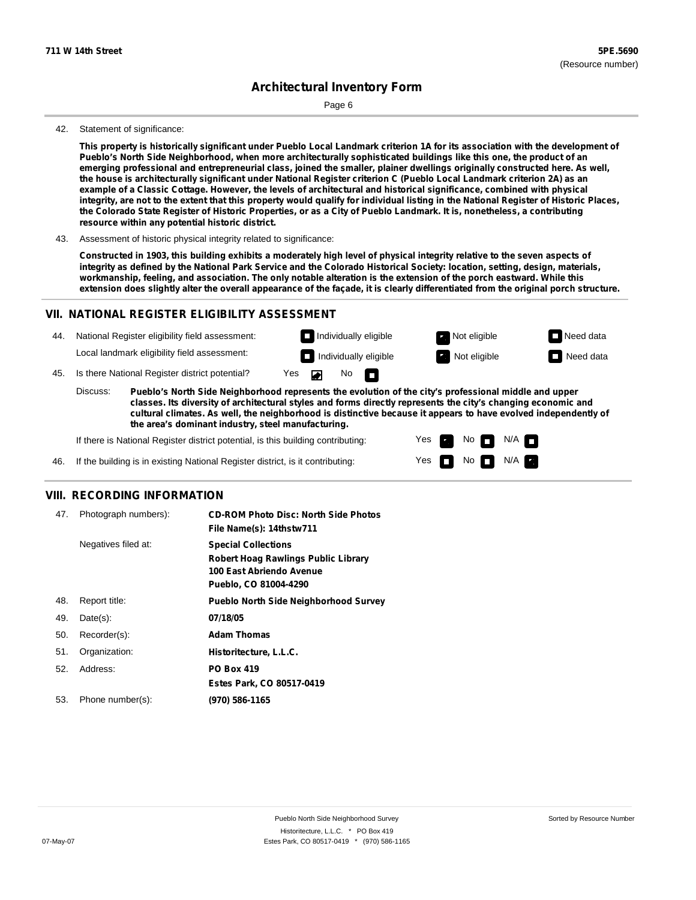42. Statement of significance:

**This property is historically significant under Pueblo Local Landmark criterion 1A for its association with the development of Pueblo's North Side Neighborhood, when more architecturally sophisticated buildings like this one, the product of an emerging professional and entrepreneurial class, joined the smaller, plainer dwellings originally constructed here. As well, the house is architecturally significant under National Register criterion C (Pueblo Local Landmark criterion 2A) as an example of a Classic Cottage. However, the levels of architectural and historical significance, combined with physical integrity, are not to the extent that this property would qualify for individual listing in the National Register of Historic Places, the Colorado State Register of Historic Properties, or as a City of Pueblo Landmark. It is, nonetheless, a contributing resource within any potential historic district.**

43. Assessment of historic physical integrity related to significance:

**Constructed in 1903, this building exhibits a moderately high level of physical integrity relative to the seven aspects of integrity as defined by the National Park Service and the Colorado Historical Society: location, setting, design, materials, workmanship, feeling, and association. The only notable alteration is the extension of the porch eastward. While this extension does slightly alter the overall appearance of the façade, it is clearly differentiated from the original porch structure.**

## VII. NATIONAL REGISTER ELIGIBILITY ASSESSMENT

44. National Register eligibility field assessment: ☐ Individually eligible ☑ Not eligible ☐ Need data

Local landmark eligibility field assessment: ☐ Individually eligible ☑ Not eligible ☐ Need data

45. Is there National Register district potential? Yes ☑ No ☐

Discuss: **Pueblo's North Side Neighborhood represents the evolution of the city's professional middle and upper classes. Its diversity of architectural styles and forms directly represents the city's changing economic and cultural climates. As well, the neighborhood is distinctive because it appears to have evolved independently of the area's dominant industry, steel manufacturing.**

If there is National Register district potential, is this building contributing: Yes ☑ No ☐ N/A ☐

46. If the building is in existing National Register district, is it contributing: Yes ☐ No ☐ N/A ☑

## VIII. RECORDING INFORMATION

47. Photograph numbers): **CD-ROM Photo Disc: North Side Photos**
**File Name(s): 14thstw711**

Negatives filed at: **Special Collections**
**Robert Hoag Rawlings Public Library**
**100 East Abriendo Avenue**
**Pueblo, CO 81004-4290**

48. Report title: **Pueblo North Side Neighborhood Survey**

49. Date(s): **07/18/05**

50. Recorder(s): **Adam Thomas**

51. Organization: **Historitecture, L.L.C.**

52. Address: **PO Box 419**
**Estes Park, CO 80517-0419**

53. Phone number(s): **(970) 586-1165**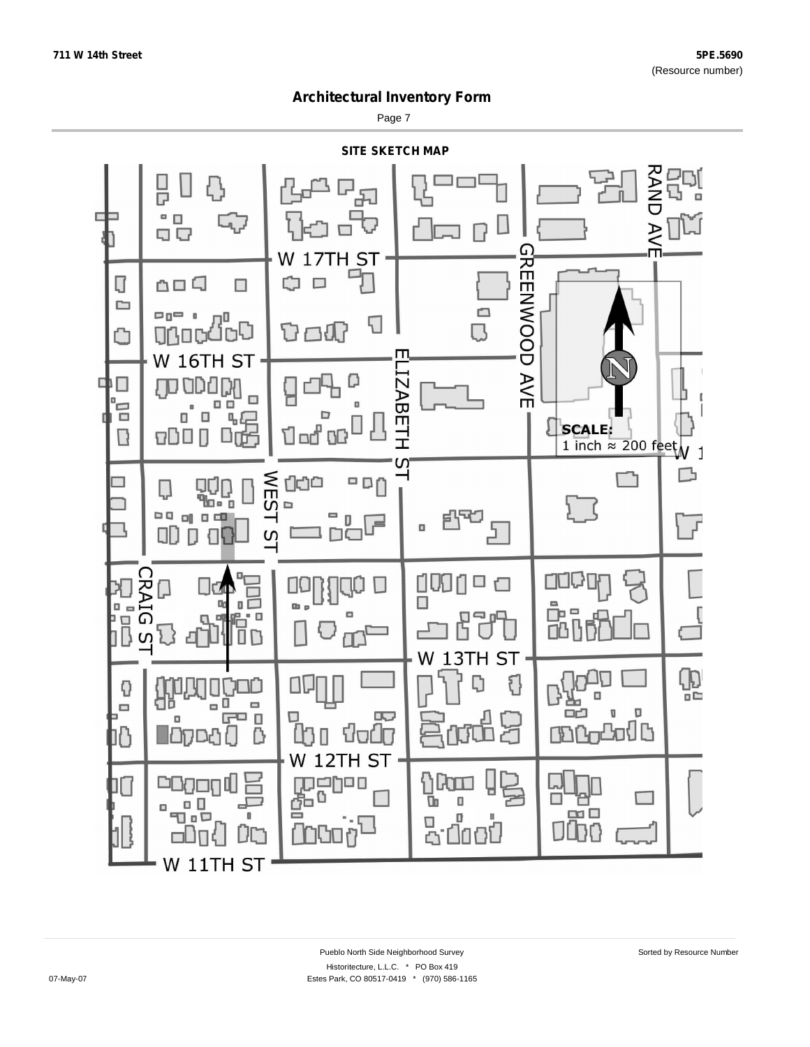# Architectural Inventory Form

## SITE SKETCH MAP

W 17TH ST

W 16TH ST

W 13TH ST

W 12TH ST

W 11TH ST

RAND AVE

GREENWOOD AVE

ELIZABETH ST

WEST ST

CRAIG ST

W 1

**SCALE:**
1 inch ≈ 200 feet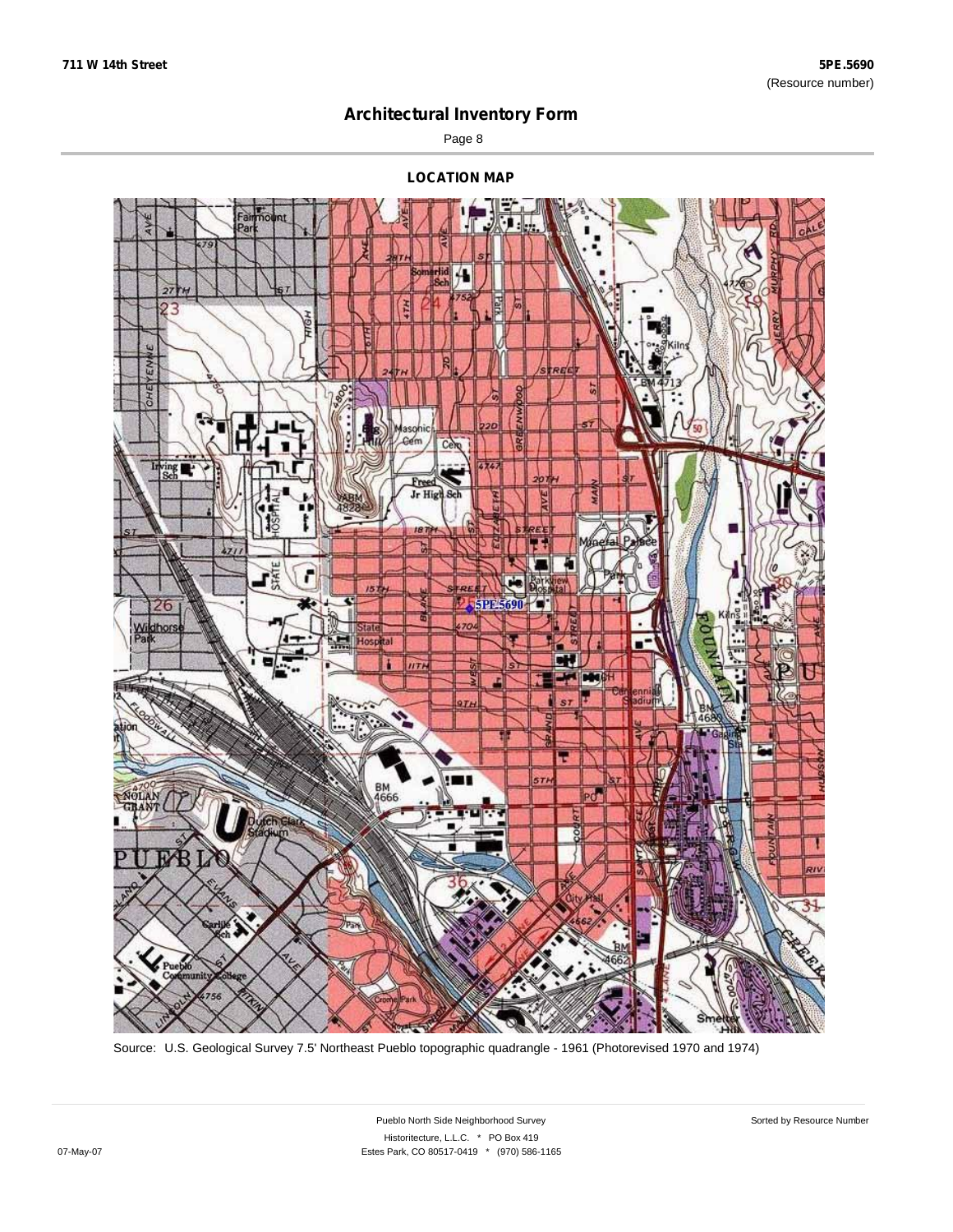# Architectural Inventory Form

## LOCATION MAP

Source: U.S. Geological Survey 7.5' Northeast Pueblo topographic quadrangle - 1961 (Photorevised 1970 and 1974)